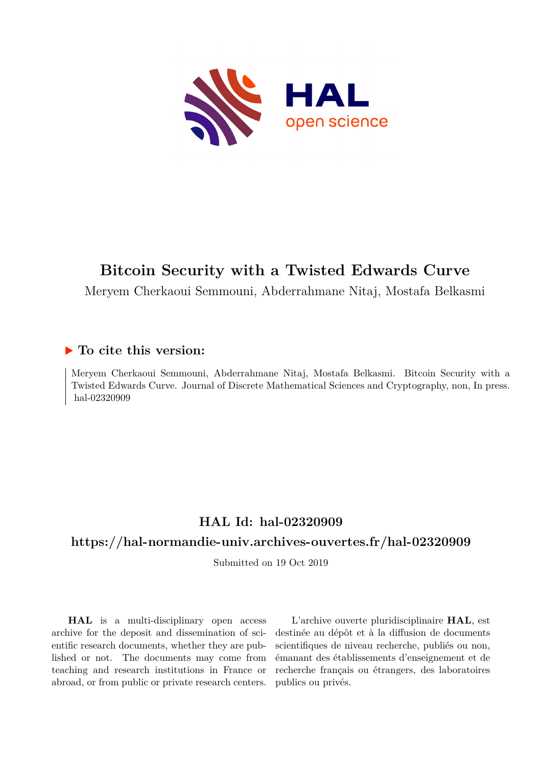# Bitcoin Security with a Twisted Edwards Curve

Meryem Cherkaoui Semmouni, Abderrahmane Nitaj, Mostafa Belkasmi

## ▶ To cite this version:

Meryem Cherkaoui Semmouni, Abderrahmane Nitaj, Mostafa Belkasmi. Bitcoin Security with a Twisted Edwards Curve. Journal of Discrete Mathematical Sciences and Cryptography, non, In press. hal-02320909

## HAL Id: hal-02320909

## https://hal-normandie-univ.archives-ouvertes.fr/hal-02320909

Submitted on 19 Oct 2019

**HAL** is a multi-disciplinary open access archive for the deposit and dissemination of scientific research documents, whether they are published or not. The documents may come from teaching and research institutions in France or abroad, or from public or private research centers.

L'archive ouverte pluridisciplinaire **HAL**, est destinée au dépôt et à la diffusion de documents scientifiques de niveau recherche, publiés ou non, émanant des établissements d'enseignement et de recherche français ou étrangers, des laboratoires publics ou privés.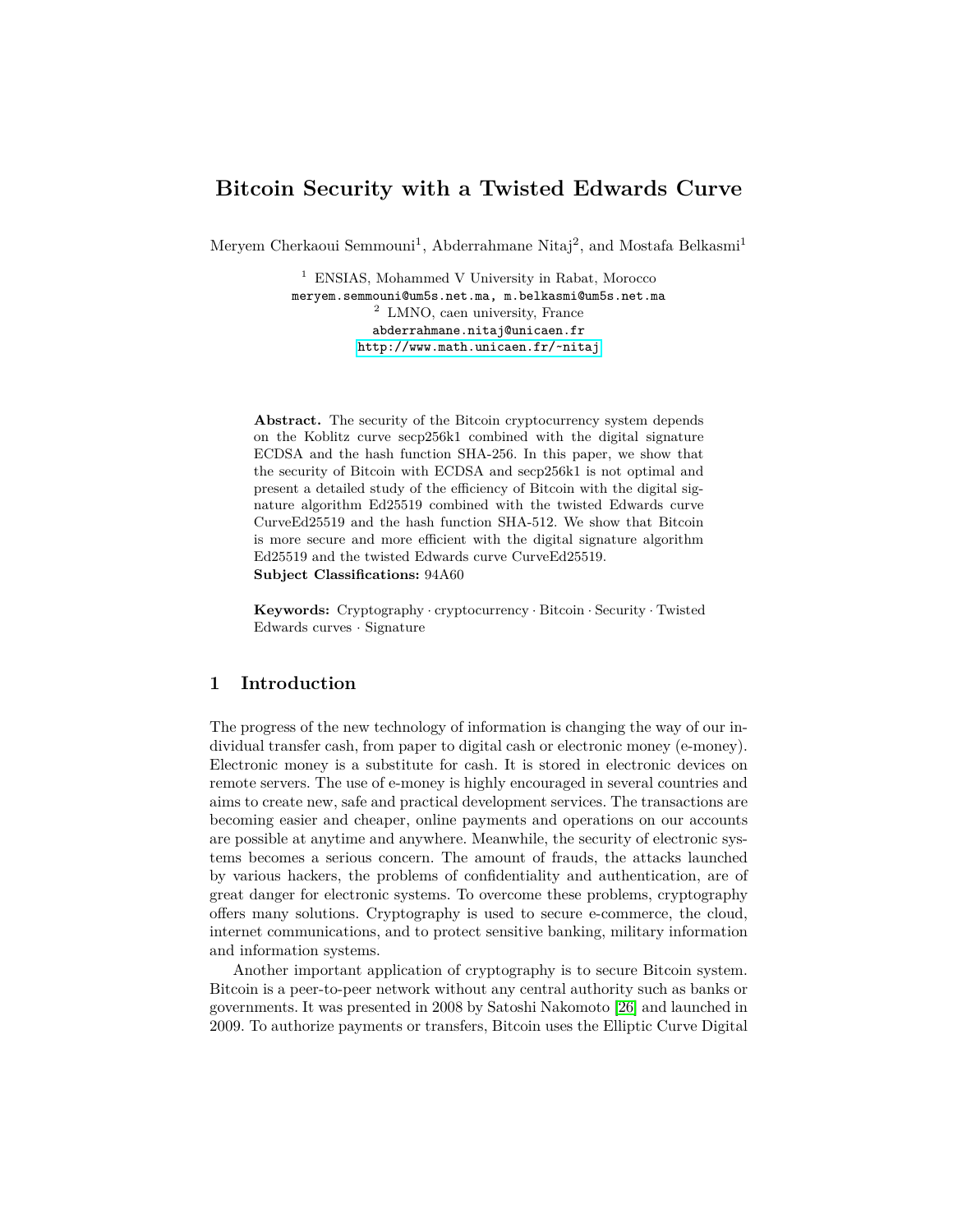# Bitcoin Security with a Twisted Edwards Curve

Meryem Cherkaoui Semmouni[1], Abderrahmane Nitaj[2], and Mostafa Belkasmi[1]

[1] ENSIAS, Mohammed V University in Rabat, Morocco
meryem.semmouni@um5s.net.ma, m.belkasmi@um5s.net.ma
[2] LMNO, caen university, France
abderrahmane.nitaj@unicaen.fr
http://www.math.unicaen.fr/~nitaj

**Abstract.** The security of the Bitcoin cryptocurrency system depends on the Koblitz curve secp256k1 combined with the digital signature ECDSA and the hash function SHA-256. In this paper, we show that the security of Bitcoin with ECDSA and secp256k1 is not optimal and present a detailed study of the efficiency of Bitcoin with the digital signature algorithm Ed25519 combined with the twisted Edwards curve CurveEd25519 and the hash function SHA-512. We show that Bitcoin is more secure and more efficient with the digital signature algorithm Ed25519 and the twisted Edwards curve CurveEd25519.
**Subject Classifications:** 94A60

**Keywords:** Cryptography · cryptocurrency · Bitcoin · Security · Twisted Edwards curves · Signature

## 1 Introduction

The progress of the new technology of information is changing the way of our individual transfer cash, from paper to digital cash or electronic money (e-money). Electronic money is a substitute for cash. It is stored in electronic devices on remote servers. The use of e-money is highly encouraged in several countries and aims to create new, safe and practical development services. The transactions are becoming easier and cheaper, online payments and operations on our accounts are possible at anytime and anywhere. Meanwhile, the security of electronic systems becomes a serious concern. The amount of frauds, the attacks launched by various hackers, the problems of confidentiality and authentication, are of great danger for electronic systems. To overcome these problems, cryptography offers many solutions. Cryptography is used to secure e-commerce, the cloud, internet communications, and to protect sensitive banking, military information and information systems.

Another important application of cryptography is to secure Bitcoin system. Bitcoin is a peer-to-peer network without any central authority such as banks or governments. It was presented in 2008 by Satoshi Nakomoto [26] and launched in 2009. To authorize payments or transfers, Bitcoin uses the Elliptic Curve Digital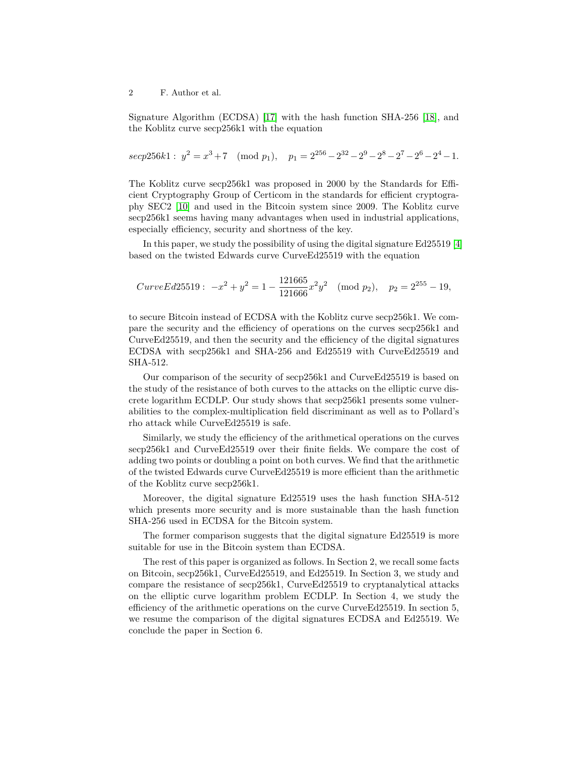Signature Algorithm (ECDSA) [17] with the hash function SHA-256 [18], and the Koblitz curve secp256k1 with the equation

$$secp256k1: \ y^2 = x^3 + 7 \pmod{p_1}, \quad p_1 = 2^{256} - 2^{32} - 2^9 - 2^8 - 2^7 - 2^6 - 2^4 - 1.$$

The Koblitz curve secp256k1 was proposed in 2000 by the Standards for Efficient Cryptography Group of Certicom in the standards for efficient cryptography SEC2 [10] and used in the Bitcoin system since 2009. The Koblitz curve secp256k1 seems having many advantages when used in industrial applications, especially efficiency, security and shortness of the key.

In this paper, we study the possibility of using the digital signature Ed25519 [4] based on the twisted Edwards curve CurveEd25519 with the equation

$$CurveEd25519: \ -x^2 + y^2 = 1 - \frac{121665}{121666}x^2y^2 \pmod{p_2}, \quad p_2 = 2^{255} - 19,$$

to secure Bitcoin instead of ECDSA with the Koblitz curve secp256k1. We compare the security and the efficiency of operations on the curves secp256k1 and CurveEd25519, and then the security and the efficiency of the digital signatures ECDSA with secp256k1 and SHA-256 and Ed25519 with CurveEd25519 and SHA-512.

Our comparison of the security of secp256k1 and CurveEd25519 is based on the study of the resistance of both curves to the attacks on the elliptic curve discrete logarithm ECDLP. Our study shows that secp256k1 presents some vulnerabilities to the complex-multiplication field discriminant as well as to Pollard's rho attack while CurveEd25519 is safe.

Similarly, we study the efficiency of the arithmetical operations on the curves secp256k1 and CurveEd25519 over their finite fields. We compare the cost of adding two points or doubling a point on both curves. We find that the arithmetic of the twisted Edwards curve CurveEd25519 is more efficient than the arithmetic of the Koblitz curve secp256k1.

Moreover, the digital signature Ed25519 uses the hash function SHA-512 which presents more security and is more sustainable than the hash function SHA-256 used in ECDSA for the Bitcoin system.

The former comparison suggests that the digital signature Ed25519 is more suitable for use in the Bitcoin system than ECDSA.

The rest of this paper is organized as follows. In Section 2, we recall some facts on Bitcoin, secp256k1, CurveEd25519, and Ed25519. In Section 3, we study and compare the resistance of secp256k1, CurveEd25519 to cryptanalytical attacks on the elliptic curve logarithm problem ECDLP. In Section 4, we study the efficiency of the arithmetic operations on the curve CurveEd25519. In section 5, we resume the comparison of the digital signatures ECDSA and Ed25519. We conclude the paper in Section 6.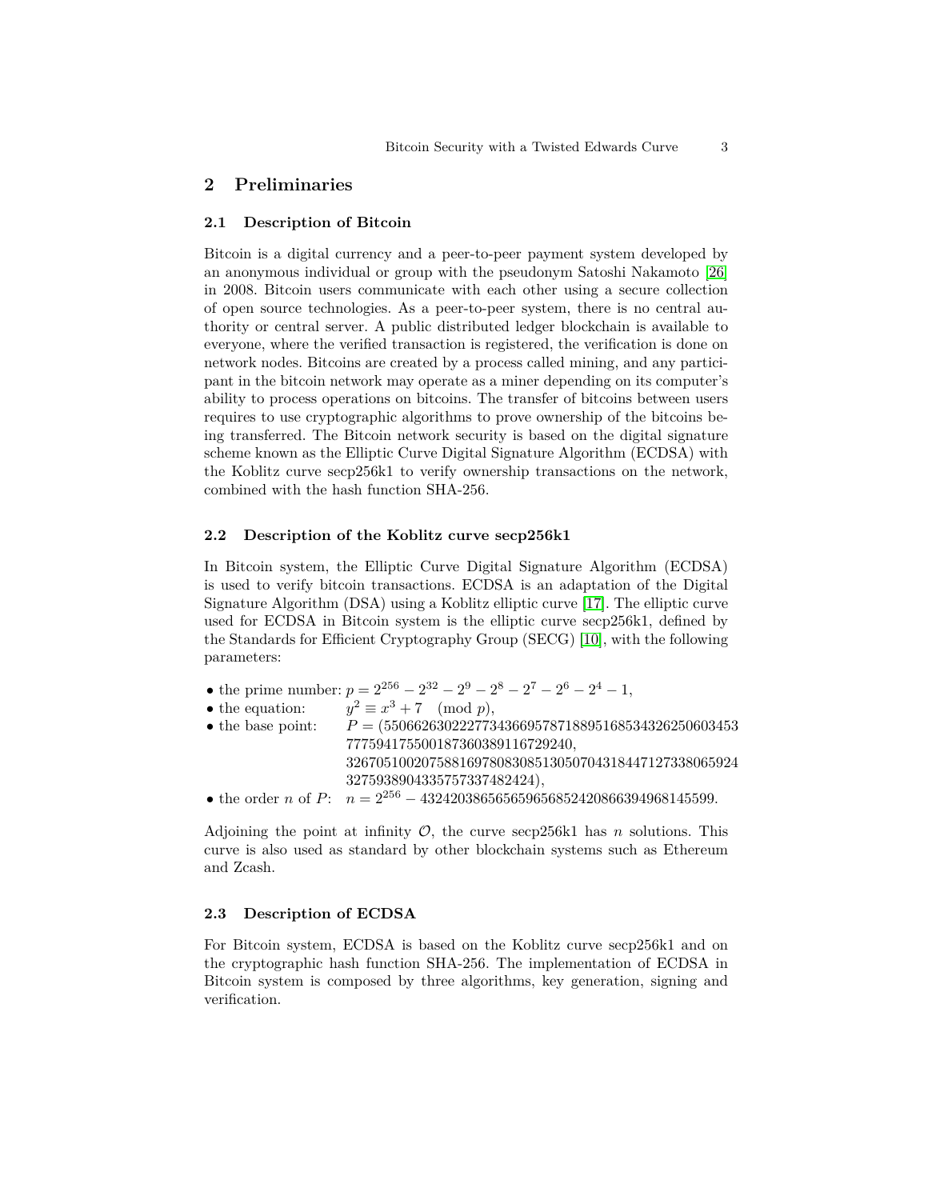## 2 Preliminaries

### 2.1 Description of Bitcoin

Bitcoin is a digital currency and a peer-to-peer payment system developed by an anonymous individual or group with the pseudonym Satoshi Nakamoto [26] in 2008. Bitcoin users communicate with each other using a secure collection of open source technologies. As a peer-to-peer system, there is no central authority or central server. A public distributed ledger blockchain is available to everyone, where the verified transaction is registered, the verification is done on network nodes. Bitcoins are created by a process called mining, and any participant in the bitcoin network may operate as a miner depending on its computer's ability to process operations on bitcoins. The transfer of bitcoins between users requires to use cryptographic algorithms to prove ownership of the bitcoins being transferred. The Bitcoin network security is based on the digital signature scheme known as the Elliptic Curve Digital Signature Algorithm (ECDSA) with the Koblitz curve secp256k1 to verify ownership transactions on the network, combined with the hash function SHA-256.

### 2.2 Description of the Koblitz curve secp256k1

In Bitcoin system, the Elliptic Curve Digital Signature Algorithm (ECDSA) is used to verify bitcoin transactions. ECDSA is an adaptation of the Digital Signature Algorithm (DSA) using a Koblitz elliptic curve [17]. The elliptic curve used for ECDSA in Bitcoin system is the elliptic curve secp256k1, defined by the Standards for Efficient Cryptography Group (SECG) [10], with the following parameters:

- the prime number: $p = 2^{256} - 2^{32} - 2^9 - 2^8 - 2^7 - 2^6 - 2^4 - 1$,
- the equation: $y^2 \equiv x^3 + 7 \pmod{p}$,
- the base point: $P = (55066263022277343669578718895168534326250603453777594175500187360389116729240, 32670510020758816978083085130507043184471273380659243275938904335757337482424)$,
- the order $n$ of $P$: $n = 2^{256} - 432420386565659656852420866394968145599$.

Adjoining the point at infinity $\mathcal{O}$, the curve secp256k1 has $n$ solutions. This curve is also used as standard by other blockchain systems such as Ethereum and Zcash.

### 2.3 Description of ECDSA

For Bitcoin system, ECDSA is based on the Koblitz curve secp256k1 and on the cryptographic hash function SHA-256. The implementation of ECDSA in Bitcoin system is composed by three algorithms, key generation, signing and verification.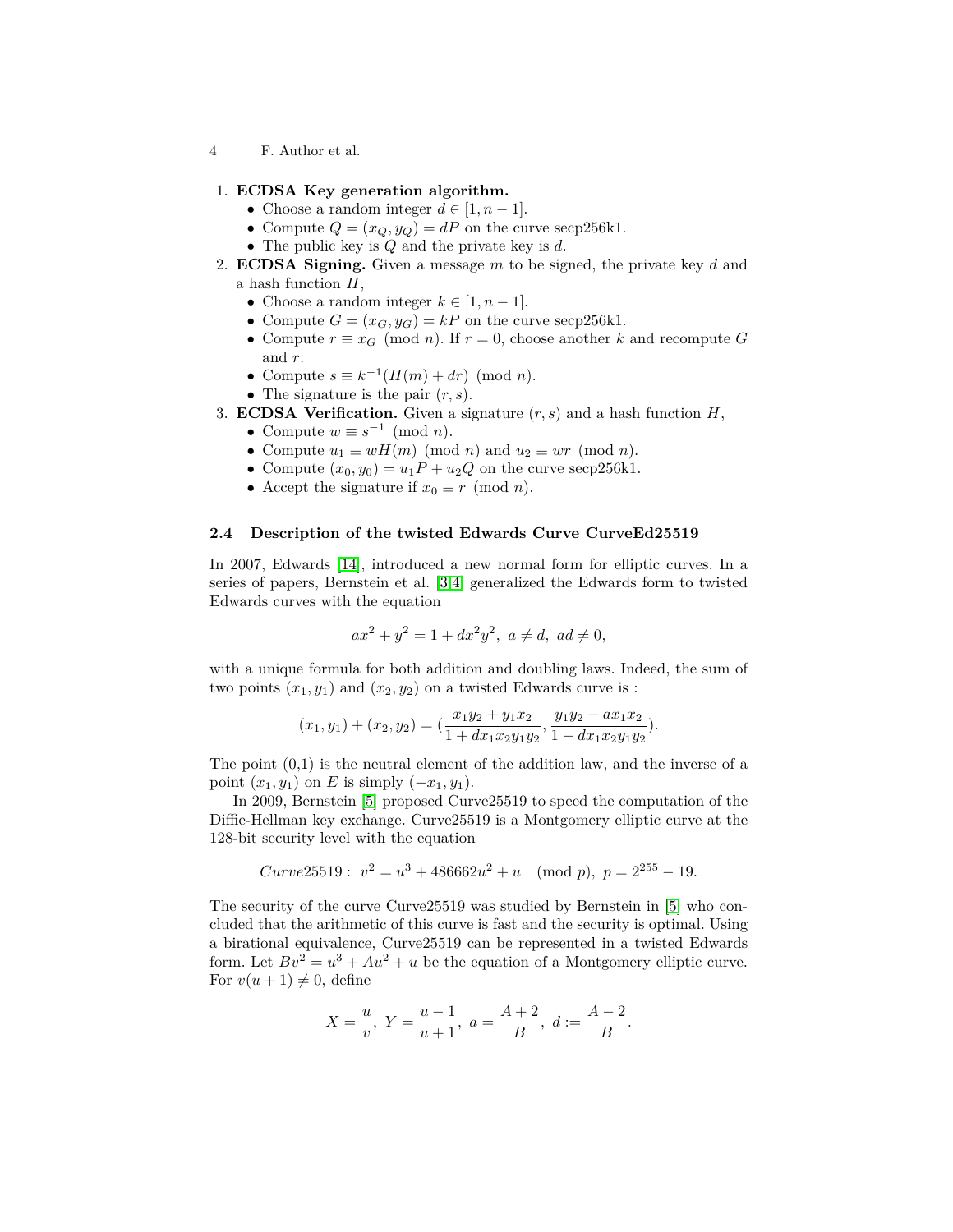1. **ECDSA Key generation algorithm.**
   - Choose a random integer $d \in [1, n-1]$.
   - Compute $Q = (x_Q, y_Q) = dP$ on the curve secp256k1.
   - The public key is $Q$ and the private key is $d$.
2. **ECDSA Signing.** Given a message $m$ to be signed, the private key $d$ and a hash function $H$,
   - Choose a random integer $k \in [1, n-1]$.
   - Compute $G = (x_G, y_G) = kP$ on the curve secp256k1.
   - Compute $r \equiv x_G \pmod{n}$. If $r = 0$, choose another $k$ and recompute $G$ and $r$.
   - Compute $s \equiv k^{-1}(H(m) + dr) \pmod{n}$.
   - The signature is the pair $(r, s)$.
3. **ECDSA Verification.** Given a signature $(r, s)$ and a hash function $H$,
   - Compute $w \equiv s^{-1} \pmod{n}$.
   - Compute $u_1 \equiv wH(m) \pmod{n}$ and $u_2 \equiv wr \pmod{n}$.
   - Compute $(x_0, y_0) = u_1P + u_2Q$ on the curve secp256k1.
   - Accept the signature if $x_0 \equiv r \pmod{n}$.

### 2.4 Description of the twisted Edwards Curve CurveEd25519

In 2007, Edwards [14], introduced a new normal form for elliptic curves. In a series of papers, Bernstein et al. [3,4] generalized the Edwards form to twisted Edwards curves with the equation

$$ax^2 + y^2 = 1 + dx^2y^2, \ a \neq d, \ ad \neq 0,$$

with a unique formula for both addition and doubling laws. Indeed, the sum of two points $(x_1, y_1)$ and $(x_2, y_2)$ on a twisted Edwards curve is :

$$(x_1, y_1) + (x_2, y_2) = \left(\frac{x_1y_2 + y_1x_2}{1 + dx_1x_2y_1y_2}, \frac{y_1y_2 - ax_1x_2}{1 - dx_1x_2y_1y_2}\right).$$

The point (0,1) is the neutral element of the addition law, and the inverse of a point $(x_1, y_1)$ on $E$ is simply $(-x_1, y_1)$.

In 2009, Bernstein [5] proposed Curve25519 to speed the computation of the Diffie-Hellman key exchange. Curve25519 is a Montgomery elliptic curve at the 128-bit security level with the equation

$$Curve25519: \ v^2 = u^3 + 486662u^2 + u \pmod{p}, \ p = 2^{255} - 19.$$

The security of the curve Curve25519 was studied by Bernstein in [5] who concluded that the arithmetic of this curve is fast and the security is optimal. Using a birational equivalence, Curve25519 can be represented in a twisted Edwards form. Let $Bv^2 = u^3 + Au^2 + u$ be the equation of a Montgomery elliptic curve. For $v(u+1) \neq 0$, define

$$X = \frac{u}{v}, \ Y = \frac{u-1}{u+1}, \ a = \frac{A+2}{B}, \ d := \frac{A-2}{B}.$$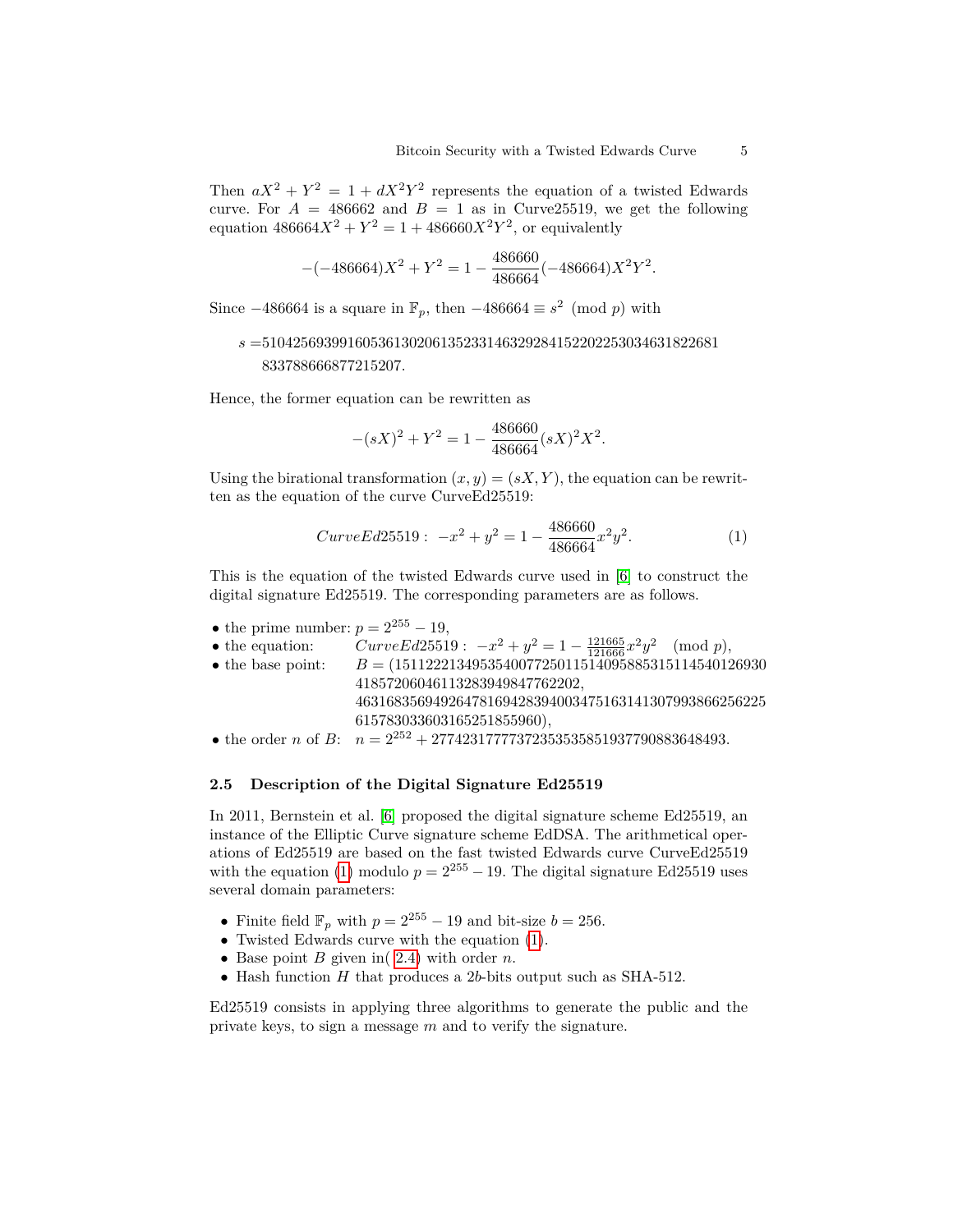Then $aX^2 + Y^2 = 1 + dX^2Y^2$ represents the equation of a twisted Edwards curve. For $A = 486662$ and $B = 1$ as in Curve25519, we get the following equation $486664X^2 + Y^2 = 1 + 486660X^2Y^2$, or equivalently

$$-(-486664)X^2 + Y^2 = 1 - \frac{486660}{486664}(-486664)X^2Y^2.$$

Since $-486664$ is a square in $\mathbb{F}_p$, then $-486664 \equiv s^2 \pmod{p}$ with

$$s = 5104256939916053613020613523314632928415220225303463182268 1833788666877215207.$$

Hence, the former equation can be rewritten as

$$-(sX)^2 + Y^2 = 1 - \frac{486660}{486664}(sX)^2X^2.$$

Using the birational transformation $(x, y) = (sX, Y)$, the equation can be rewritten as the equation of the curve CurveEd25519:

$$CurveEd25519: \ -x^2 + y^2 = 1 - \frac{486660}{486664}x^2y^2. \tag{1}$$

This is the equation of the twisted Edwards curve used in [6] to construct the digital signature Ed25519. The corresponding parameters are as follows.

- the prime number: $p = 2^{255} - 19$,
- the equation: $CurveEd25519: \ -x^2 + y^2 = 1 - \frac{121665}{121666}x^2y^2 \pmod{p}$,
- the base point: $B = (151122213495354007725011514095885315114540126930 41857206046113283949847762202, 463168356949264781694283940034751631413079938662562256157830336031652518559 60)$,
- the order $n$ of $B$: $n = 2^{252} + 27742317777372353535851937790883648493$.

### 2.5 Description of the Digital Signature Ed25519

In 2011, Bernstein et al. [6] proposed the digital signature scheme Ed25519, an instance of the Elliptic Curve signature scheme EdDSA. The arithmetical operations of Ed25519 are based on the fast twisted Edwards curve CurveEd25519 with the equation (1) modulo $p = 2^{255} - 19$. The digital signature Ed25519 uses several domain parameters:

- Finite field $\mathbb{F}_p$ with $p = 2^{255} - 19$ and bit-size $b = 256$.
- Twisted Edwards curve with the equation (1).
- Base point $B$ given in( 2.4) with order $n$.
- Hash function $H$ that produces a $2b$-bits output such as SHA-512.

Ed25519 consists in applying three algorithms to generate the public and the private keys, to sign a message $m$ and to verify the signature.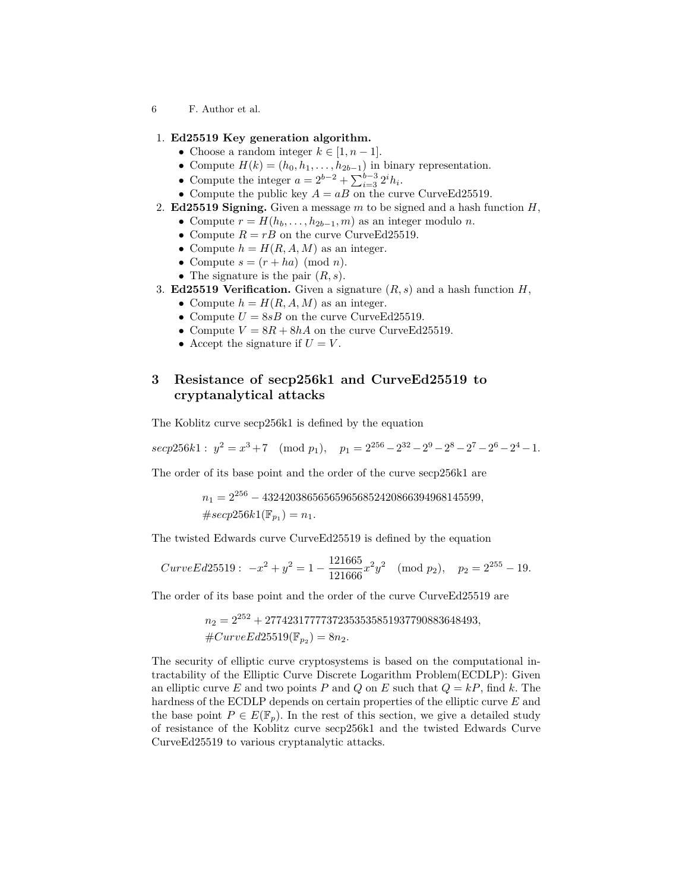1. **Ed25519 Key generation algorithm.**
   - Choose a random integer $k \in [1, n-1]$.
   - Compute $H(k) = (h_0, h_1, \ldots, h_{2b-1})$ in binary representation.
   - Compute the integer $a = 2^{b-2} + \sum_{i=3}^{b-3} 2^i h_i$.
   - Compute the public key $A = aB$ on the curve CurveEd25519.
2. **Ed25519 Signing.** Given a message $m$ to be signed and a hash function $H$,
   - Compute $r = H(h_b, \ldots, h_{2b-1}, m)$ as an integer modulo $n$.
   - Compute $R = rB$ on the curve CurveEd25519.
   - Compute $h = H(R, A, M)$ as an integer.
   - Compute $s = (r + ha) \pmod{n}$.
   - The signature is the pair $(R, s)$.
3. **Ed25519 Verification.** Given a signature $(R, s)$ and a hash function $H$,
   - Compute $h = H(R, A, M)$ as an integer.
   - Compute $U = 8sB$ on the curve CurveEd25519.
   - Compute $V = 8R + 8hA$ on the curve CurveEd25519.
   - Accept the signature if $U = V$.

## 3 Resistance of secp256k1 and CurveEd25519 to cryptanalytical attacks

The Koblitz curve secp256k1 is defined by the equation

$$secp256k1: \; y^2 = x^3 + 7 \pmod{p_1}, \quad p_1 = 2^{256} - 2^{32} - 2^9 - 2^8 - 2^7 - 2^6 - 2^4 - 1.$$

The order of its base point and the order of the curve secp256k1 are

$$n_1 = 2^{256} - 432420386565659656852420866394968145599,$$
$$\#secp256k1(\mathbb{F}_{p_1}) = n_1.$$

The twisted Edwards curve CurveEd25519 is defined by the equation

$$CurveEd25519: \; -x^2 + y^2 = 1 - \frac{121665}{121666}x^2y^2 \pmod{p_2}, \quad p_2 = 2^{255} - 19.$$

The order of its base point and the order of the curve CurveEd25519 are

$$n_2 = 2^{252} + 27742317777372353535851937790883648493,$$
$$\#CurveEd25519(\mathbb{F}_{p_2}) = 8n_2.$$

The security of elliptic curve cryptosystems is based on the computational intractability of the Elliptic Curve Discrete Logarithm Problem(ECDLP): Given an elliptic curve $E$ and two points $P$ and $Q$ on $E$ such that $Q = kP$, find $k$. The hardness of the ECDLP depends on certain properties of the elliptic curve $E$ and the base point $P \in E(\mathbb{F}_p)$. In the rest of this section, we give a detailed study of resistance of the Koblitz curve secp256k1 and the twisted Edwards Curve CurveEd25519 to various cryptanalytic attacks.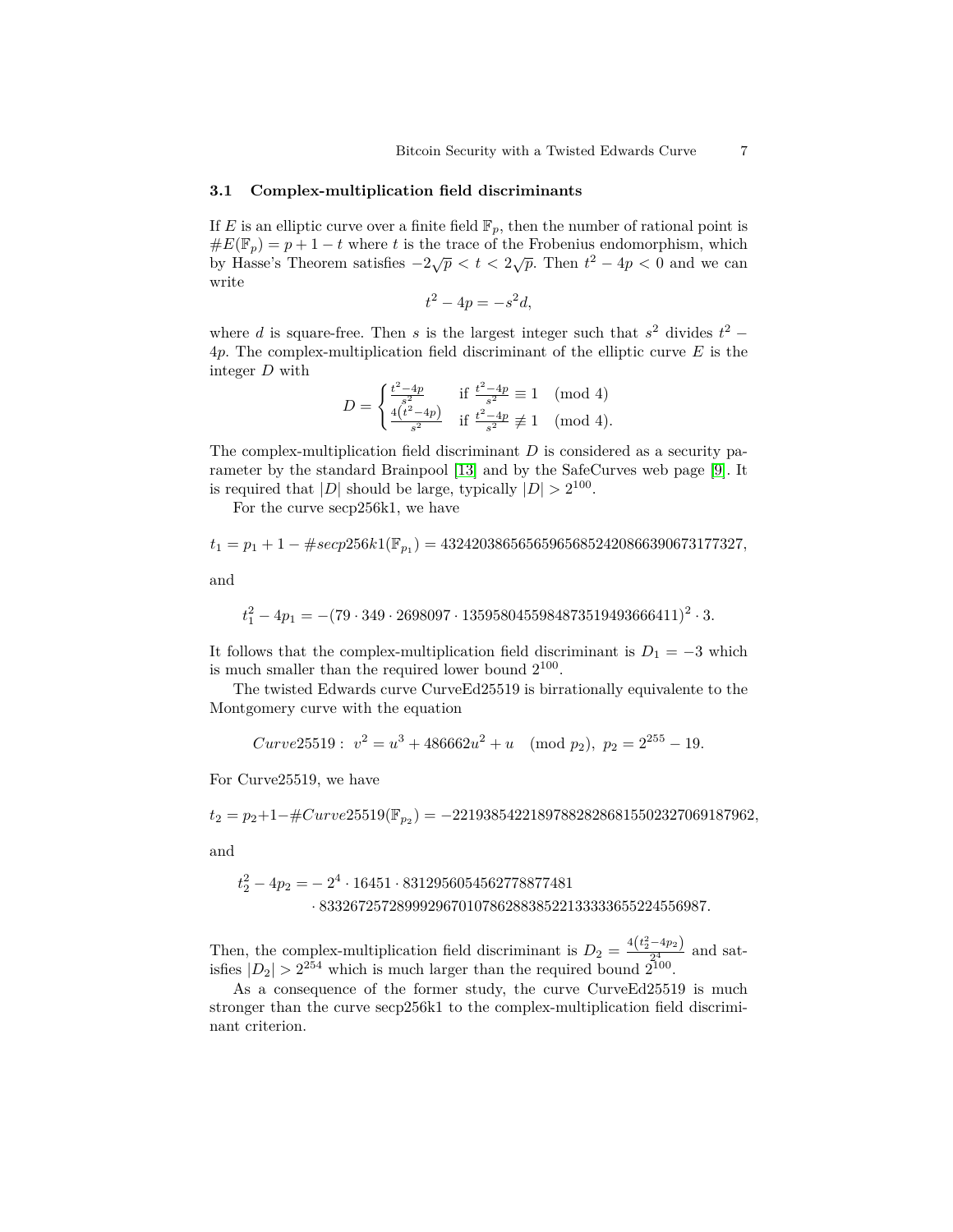### 3.1 Complex-multiplication field discriminants

If $E$ is an elliptic curve over a finite field $\mathbb{F}_p$, then the number of rational point is $\#E(\mathbb{F}_p) = p + 1 - t$ where $t$ is the trace of the Frobenius endomorphism, which by Hasse's Theorem satisfies $-2\sqrt{p} < t < 2\sqrt{p}$. Then $t^2 - 4p < 0$ and we can write

$$t^2 - 4p = -s^2 d,$$

where $d$ is square-free. Then $s$ is the largest integer such that $s^2$ divides $t^2 - 4p$. The complex-multiplication field discriminant of the elliptic curve $E$ is the integer $D$ with

$$D = \begin{cases} \frac{t^2-4p}{s^2} & \text{if } \frac{t^2-4p}{s^2} \equiv 1 \pmod 4 \\ \frac{4(t^2-4p)}{s^2} & \text{if } \frac{t^2-4p}{s^2} \not\equiv 1 \pmod 4. \end{cases}$$

The complex-multiplication field discriminant $D$ is considered as a security parameter by the standard Brainpool [13] and by the SafeCurves web page [9]. It is required that $|D|$ should be large, typically $|D| > 2^{100}$.

For the curve secp256k1, we have

$$t_1 = p_1 + 1 - \#secp256k1(\mathbb{F}_{p_1}) = 432420386565659656852420866390673177327,$$

and

$$t_1^2 - 4p_1 = -(79 \cdot 349 \cdot 2698097 \cdot 1359580455984873519493666411)^2 \cdot 3.$$

It follows that the complex-multiplication field discriminant is $D_1 = -3$ which is much smaller than the required lower bound $2^{100}$.

The twisted Edwards curve CurveEd25519 is birrationally equivalente to the Montgomery curve with the equation

$$Curve25519: \; v^2 = u^3 + 486662u^2 + u \pmod{p_2}, \; p_2 = 2^{255} - 19.$$

For Curve25519, we have

$$t_2 = p_2 + 1 - \#Curve25519(\mathbb{F}_{p_2}) = -221938542218978828286815502327069187962,$$

and

$$\begin{aligned} t_2^2 - 4p_2 = &- 2^4 \cdot 16451 \cdot 8312956054562778877481 \\ &\cdot 83326725728999296701078628838522133333655224556987. \end{aligned}$$

Then, the complex-multiplication field discriminant is $D_2 = \frac{4(t_2^2 - 4p_2)}{2^4}$ and satisfies $|D_2| > 2^{254}$ which is much larger than the required bound $2^{100}$.

As a consequence of the former study, the curve CurveEd25519 is much stronger than the curve secp256k1 to the complex-multiplication field discriminant criterion.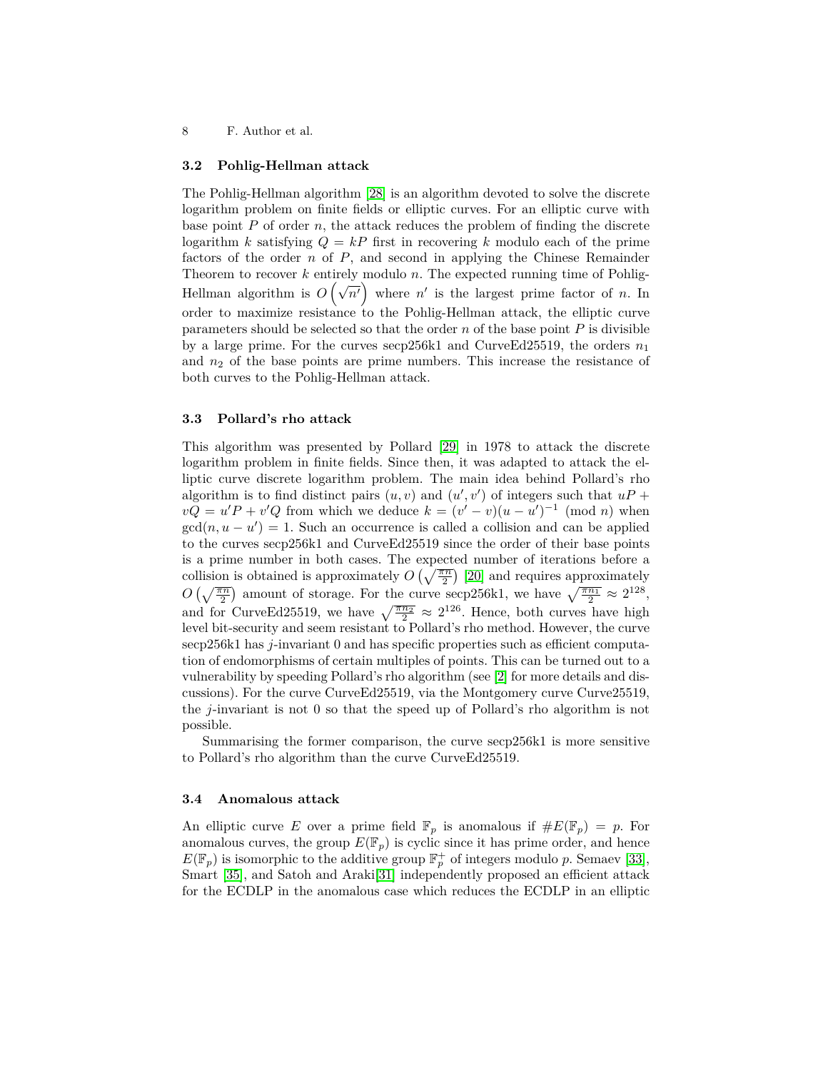### 3.2 Pohlig-Hellman attack

The Pohlig-Hellman algorithm [28] is an algorithm devoted to solve the discrete logarithm problem on finite fields or elliptic curves. For an elliptic curve with base point $P$ of order $n$, the attack reduces the problem of finding the discrete logarithm $k$ satisfying $Q = kP$ first in recovering $k$ modulo each of the prime factors of the order $n$ of $P$, and second in applying the Chinese Remainder Theorem to recover $k$ entirely modulo $n$. The expected running time of Pohlig-Hellman algorithm is $O\left(\sqrt{n'}\right)$ where $n'$ is the largest prime factor of $n$. In order to maximize resistance to the Pohlig-Hellman attack, the elliptic curve parameters should be selected so that the order $n$ of the base point $P$ is divisible by a large prime. For the curves secp256k1 and CurveEd25519, the orders $n_1$ and $n_2$ of the base points are prime numbers. This increase the resistance of both curves to the Pohlig-Hellman attack.

### 3.3 Pollard's rho attack

This algorithm was presented by Pollard [29] in 1978 to attack the discrete logarithm problem in finite fields. Since then, it was adapted to attack the elliptic curve discrete logarithm problem. The main idea behind Pollard's rho algorithm is to find distinct pairs $(u, v)$ and $(u', v')$ of integers such that $uP + vQ = u'P + v'Q$ from which we deduce $k = (v' - v)(u - u')^{-1} \pmod{n}$ when $\gcd(n, u - u') = 1$. Such an occurrence is called a collision and can be applied to the curves secp256k1 and CurveEd25519 since the order of their base points is a prime number in both cases. The expected number of iterations before a collision is obtained is approximately $O\left(\sqrt{\frac{\pi n}{2}}\right)$ [20] and requires approximately $O\left(\sqrt{\frac{\pi n}{2}}\right)$ amount of storage. For the curve secp256k1, we have $\sqrt{\frac{\pi n_1}{2}} \approx 2^{128}$, and for CurveEd25519, we have $\sqrt{\frac{\pi n_2}{2}} \approx 2^{126}$. Hence, both curves have high level bit-security and seem resistant to Pollard's rho method. However, the curve secp256k1 has $j$-invariant 0 and has specific properties such as efficient computation of endomorphisms of certain multiples of points. This can be turned out to a vulnerability by speeding Pollard's rho algorithm (see [2] for more details and discussions). For the curve CurveEd25519, via the Montgomery curve Curve25519, the $j$-invariant is not 0 so that the speed up of Pollard's rho algorithm is not possible.

Summarising the former comparison, the curve secp256k1 is more sensitive to Pollard's rho algorithm than the curve CurveEd25519.

### 3.4 Anomalous attack

An elliptic curve $E$ over a prime field $\mathbb{F}_p$ is anomalous if $\#E(\mathbb{F}_p) = p$. For anomalous curves, the group $E(\mathbb{F}_p)$ is cyclic since it has prime order, and hence $E(\mathbb{F}_p)$ is isomorphic to the additive group $\mathbb{F}_p^+$ of integers modulo $p$. Semaev [33], Smart [35], and Satoh and Araki[31] independently proposed an efficient attack for the ECDLP in the anomalous case which reduces the ECDLP in an elliptic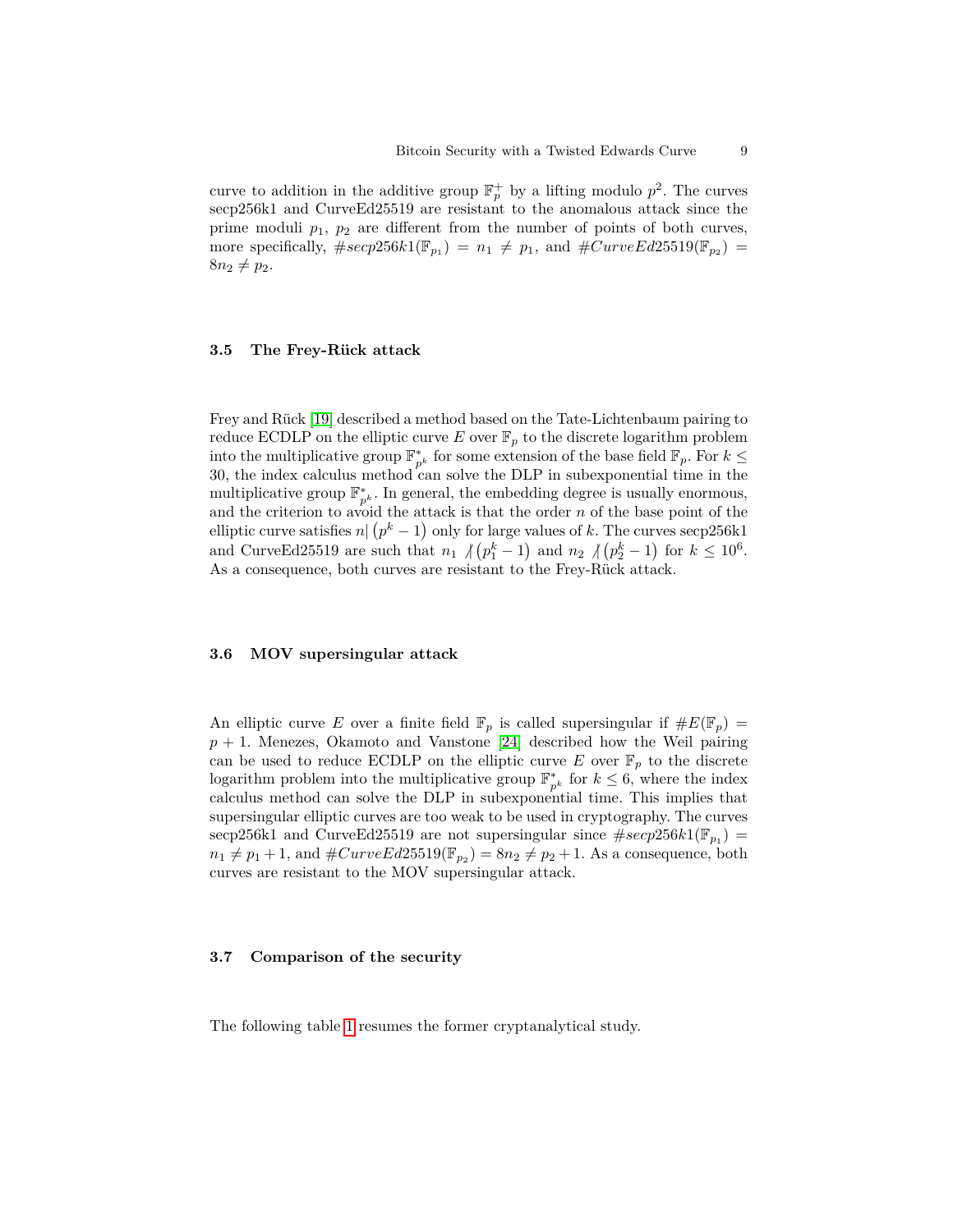curve to addition in the additive group $\mathbb{F}_p^+$ by a lifting modulo $p^2$. The curves secp256k1 and CurveEd25519 are resistant to the anomalous attack since the prime moduli $p_1$, $p_2$ are different from the number of points of both curves, more specifically, $\#secp256k1(\mathbb{F}_{p_1}) = n_1 \neq p_1$, and $\#CurveEd25519(\mathbb{F}_{p_2}) = 8n_2 \neq p_2$.

### 3.5 The Frey-Rück attack

Frey and Rück [19] described a method based on the Tate-Lichtenbaum pairing to reduce ECDLP on the elliptic curve $E$ over $\mathbb{F}_p$ to the discrete logarithm problem into the multiplicative group $\mathbb{F}_{p^k}^*$ for some extension of the base field $\mathbb{F}_p$. For $k \leq 30$, the index calculus method can solve the DLP in subexponential time in the multiplicative group $\mathbb{F}_{p^k}^*$. In general, the embedding degree is usually enormous, and the criterion to avoid the attack is that the order $n$ of the base point of the elliptic curve satisfies $n | \left(p^k - 1\right)$ only for large values of $k$. The curves secp256k1 and CurveEd25519 are such that $n_1 \nmid \left(p_1^k - 1\right)$ and $n_2 \nmid \left(p_2^k - 1\right)$ for $k \leq 10^6$. As a consequence, both curves are resistant to the Frey-Rück attack.

### 3.6 MOV supersingular attack

An elliptic curve $E$ over a finite field $\mathbb{F}_p$ is called supersingular if $\#E(\mathbb{F}_p) = p + 1$. Menezes, Okamoto and Vanstone [24] described how the Weil pairing can be used to reduce ECDLP on the elliptic curve $E$ over $\mathbb{F}_p$ to the discrete logarithm problem into the multiplicative group $\mathbb{F}_{p^k}^*$ for $k \leq 6$, where the index calculus method can solve the DLP in subexponential time. This implies that supersingular elliptic curves are too weak to be used in cryptography. The curves secp256k1 and CurveEd25519 are not supersingular since $\#secp256k1(\mathbb{F}_{p_1}) = n_1 \neq p_1 + 1$, and $\#CurveEd25519(\mathbb{F}_{p_2}) = 8n_2 \neq p_2 + 1$. As a consequence, both curves are resistant to the MOV supersingular attack.

### 3.7 Comparison of the security

The following table 1 resumes the former cryptanalytical study.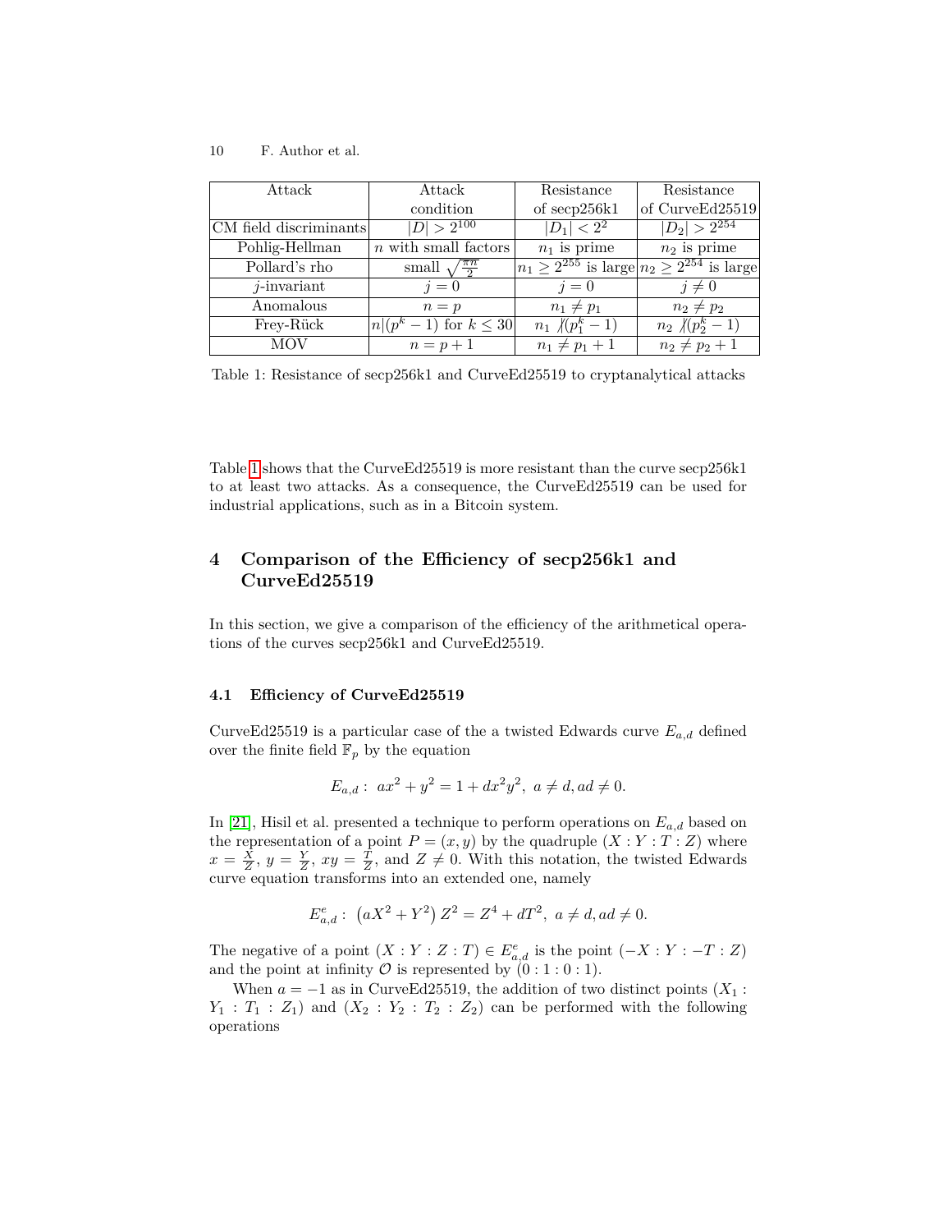| Attack | Attack condition | Resistance of secp256k1 | Resistance of CurveEd25519 |
| --- | --- | --- | --- |
| CM field discriminants | $\lvert D\rvert > 2^{100}$ | $\lvert D_1\rvert < 2^2$ | $\lvert D_2\rvert > 2^{254}$ |
| Pohlig-Hellman | $n$ with small factors | $n_1$ is prime | $n_2$ is prime |
| Pollard's rho | small $\sqrt{\frac{\pi n}{2}}$ | $n_1 \geq 2^{255}$ is large | $n_2 \geq 2^{254}$ is large |
| $j$-invariant | $j = 0$ | $j = 0$ | $j \neq 0$ |
| Anomalous | $n = p$ | $n_1 \neq p_1$ | $n_2 \neq p_2$ |
| Frey-Rück | $n \mid (p^k - 1)$ for $k \leq 30$ | $n_1 \not\mid (p_1^k - 1)$ | $n_2 \not\mid (p_2^k - 1)$ |
| MOV | $n = p + 1$ | $n_1 \neq p_1 + 1$ | $n_2 \neq p_2 + 1$ |

Table 1: Resistance of secp256k1 and CurveEd25519 to cryptanalytical attacks

Table 1 shows that the CurveEd25519 is more resistant than the curve secp256k1 to at least two attacks. As a consequence, the CurveEd25519 can be used for industrial applications, such as in a Bitcoin system.

## 4 Comparison of the Efficiency of secp256k1 and CurveEd25519

In this section, we give a comparison of the efficiency of the arithmetical operations of the curves secp256k1 and CurveEd25519.

### 4.1 Efficiency of CurveEd25519

CurveEd25519 is a particular case of the a twisted Edwards curve $E_{a,d}$ defined over the finite field $\mathbb{F}_p$ by the equation

$$E_{a,d}: \; ax^2 + y^2 = 1 + dx^2y^2, \; a \neq d, ad \neq 0.$$

In [21], Hisil et al. presented a technique to perform operations on $E_{a,d}$ based on the representation of a point $P = (x, y)$ by the quadruple $(X : Y : T : Z)$ where $x = \frac{X}{Z}$, $y = \frac{Y}{Z}$, $xy = \frac{T}{Z}$, and $Z \neq 0$. With this notation, the twisted Edwards curve equation transforms into an extended one, namely

$$E^e_{a,d}: \; \left(aX^2 + Y^2\right)Z^2 = Z^4 + dT^2, \; a \neq d, ad \neq 0.$$

The negative of a point $(X : Y : Z : T) \in E^e_{a,d}$ is the point $(-X : Y : -T : Z)$ and the point at infinity $\mathcal{O}$ is represented by $(0 : 1 : 0 : 1)$.

When $a = -1$ as in CurveEd25519, the addition of two distinct points $(X_1 : Y_1 : T_1 : Z_1)$ and $(X_2 : Y_2 : T_2 : Z_2)$ can be performed with the following operations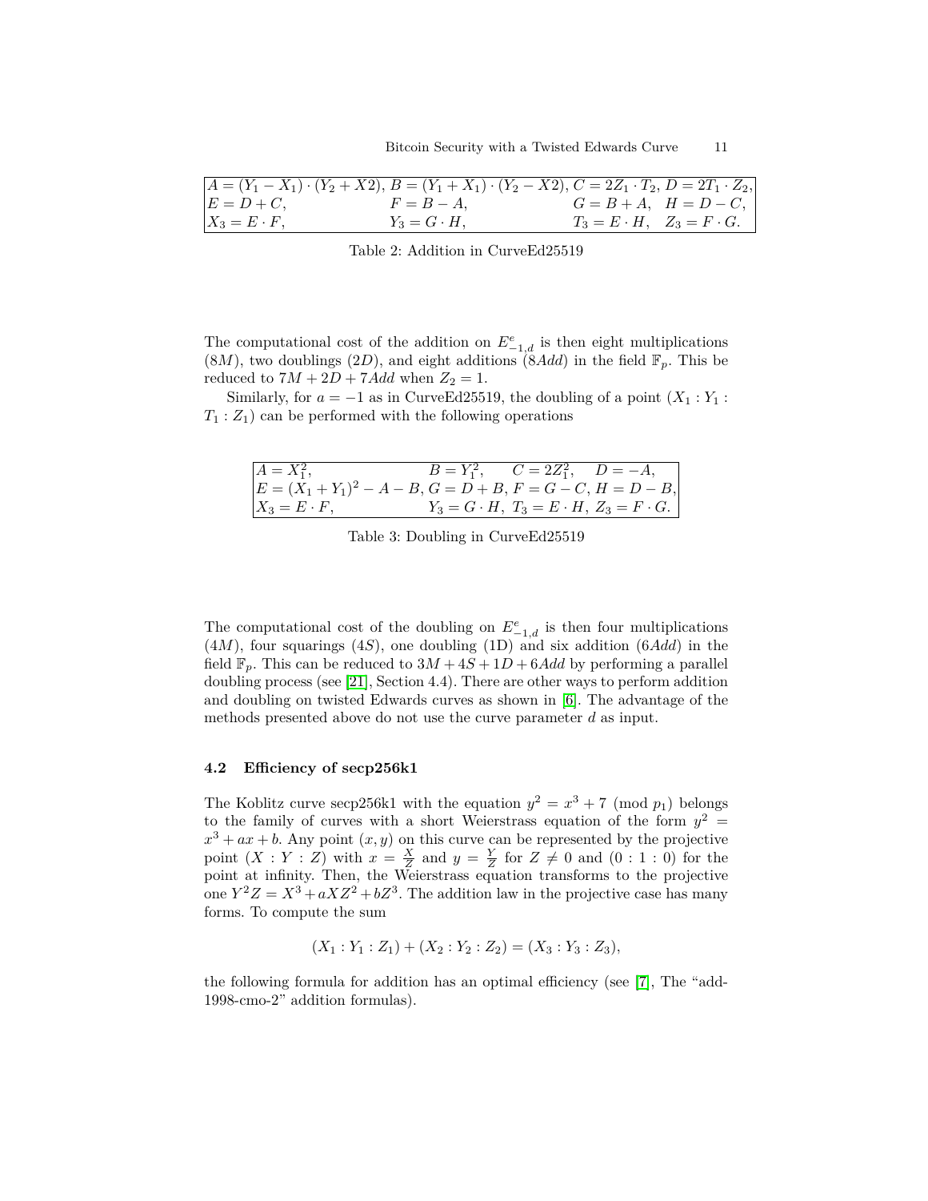| $A = (Y_1 - X_1) \cdot (Y_2 + X2)$, | $B = (Y_1 + X_1) \cdot (Y_2 - X2)$, | $C = 2Z_1 \cdot T_2$, $D = 2T_1 \cdot Z_2$, |
|---|---|---|
| $E = D + C$, | $F = B - A$, | $G = B + A$, $H = D - C$, |
| $X_3 = E \cdot F$, | $Y_3 = G \cdot H$, | $T_3 = E \cdot H$, $Z_3 = F \cdot G$. |

Table 2: Addition in CurveEd25519

The computational cost of the addition on $E^e_{-1,d}$ is then eight multiplications ($8M$), two doublings ($2D$), and eight additions ($8Add$) in the field $\mathbb{F}_p$. This be reduced to $7M + 2D + 7Add$ when $Z_2 = 1$.

Similarly, for $a = -1$ as in CurveEd25519, the doubling of a point $(X_1 : Y_1 : T_1 : Z_1)$ can be performed with the following operations

| $A = X_1^2$, | $B = Y_1^2$, $C = 2Z_1^2$, $D = -A$, |
|---|---|
| $E = (X_1 + Y_1)^2 - A - B$, | $G = D + B$, $F = G - C$, $H = D - B$, |
| $X_3 = E \cdot F$, | $Y_3 = G \cdot H$, $T_3 = E \cdot H$, $Z_3 = F \cdot G$. |

Table 3: Doubling in CurveEd25519

The computational cost of the doubling on $E^e_{-1,d}$ is then four multiplications ($4M$), four squarings ($4S$), one doubling (1D) and six addition ($6Add$) in the field $\mathbb{F}_p$. This can be reduced to $3M + 4S + 1D + 6Add$ by performing a parallel doubling process (see [21], Section 4.4). There are other ways to perform addition and doubling on twisted Edwards curves as shown in [6]. The advantage of the methods presented above do not use the curve parameter $d$ as input.

### 4.2 Efficiency of secp256k1

The Koblitz curve secp256k1 with the equation $y^2 = x^3 + 7 \pmod{p_1}$ belongs to the family of curves with a short Weierstrass equation of the form $y^2 = x^3 + ax + b$. Any point $(x, y)$ on this curve can be represented by the projective point $(X : Y : Z)$ with $x = \frac{X}{Z}$ and $y = \frac{Y}{Z}$ for $Z \neq 0$ and $(0 : 1 : 0)$ for the point at infinity. Then, the Weierstrass equation transforms to the projective one $Y^2 Z = X^3 + aXZ^2 + bZ^3$. The addition law in the projective case has many forms. To compute the sum

$$(X_1 : Y_1 : Z_1) + (X_2 : Y_2 : Z_2) = (X_3 : Y_3 : Z_3),$$

the following formula for addition has an optimal efficiency (see [7], The "add-1998-cmo-2" addition formulas).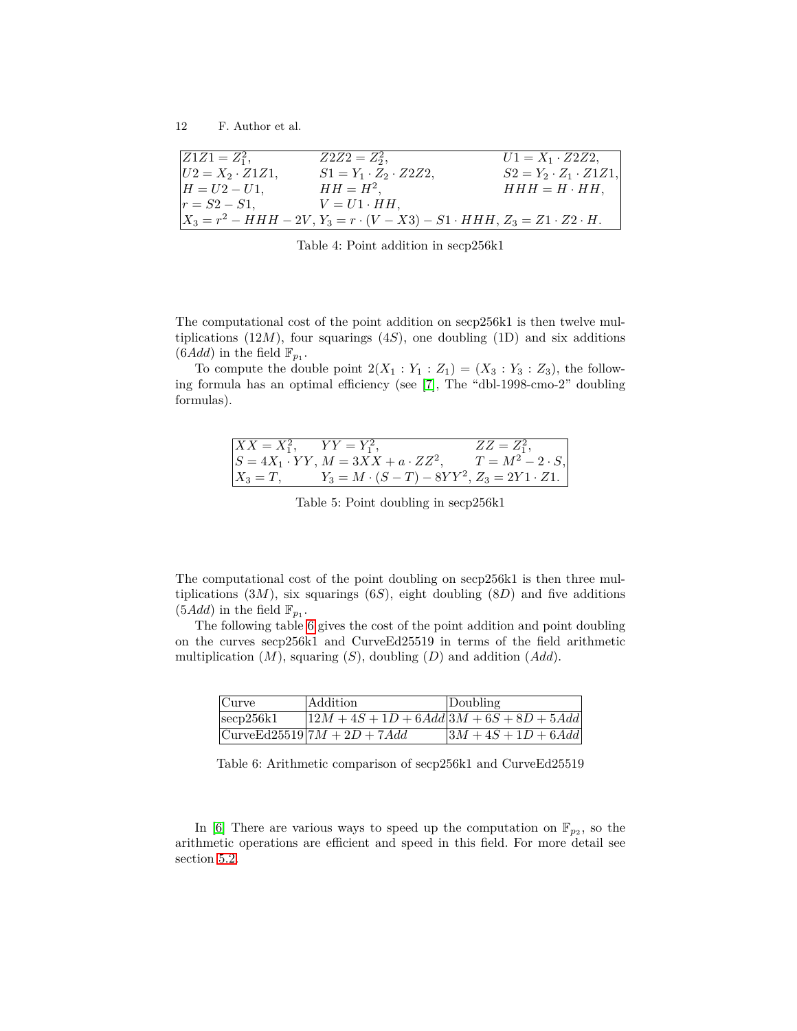| | | |
|---|---|---|
| $Z1Z1 = Z_1^2$, | $Z2Z2 = Z_2^2$, | $U1 = X_1 \cdot Z2Z2$, |
| $U2 = X_2 \cdot Z1Z1$, | $S1 = Y_1 \cdot Z_2 \cdot Z2Z2$, | $S2 = Y_2 \cdot Z_1 \cdot Z1Z1$, |
| $H = U2 - U1$, | $HH = H^2$, | $HHH = H \cdot HH$, |
| $r = S2 - S1$, | $V = U1 \cdot HH$, | |
| $X_3 = r^2 - HHH - 2V$, | $Y_3 = r \cdot (V - X3) - S1 \cdot HHH$, | $Z_3 = Z1 \cdot Z2 \cdot H$. |

Table 4: Point addition in secp256k1

The computational cost of the point addition on secp256k1 is then twelve multiplications ($12M$), four squarings ($4S$), one doubling (1D) and six additions ($6Add$) in the field $\mathbb{F}_{p_1}$.

To compute the double point $2(X_1 : Y_1 : Z_1) = (X_3 : Y_3 : Z_3)$, the following formula has an optimal efficiency (see [7], The "dbl-1998-cmo-2" doubling formulas).

| | | |
|---|---|---|
| $XX = X_1^2$, | $YY = Y_1^2$, | $ZZ = Z_1^2$, |
| $S = 4X_1 \cdot YY$, | $M = 3XX + a \cdot ZZ^2$, | $T = M^2 - 2 \cdot S$, |
| $X_3 = T$, | $Y_3 = M \cdot (S - T) - 8YY^2$, | $Z_3 = 2Y1 \cdot Z1$. |

Table 5: Point doubling in secp256k1

The computational cost of the point doubling on secp256k1 is then three multiplications ($3M$), six squarings ($6S$), eight doubling ($8D$) and five additions ($5Add$) in the field $\mathbb{F}_{p_1}$.

The following table 6 gives the cost of the point addition and point doubling on the curves secp256k1 and CurveEd25519 in terms of the field arithmetic multiplication ($M$), squaring ($S$), doubling ($D$) and addition ($Add$).

| Curve | Addition | Doubling |
|---|---|---|
| secp256k1 | $12M + 4S + 1D + 6Add$ | $3M + 6S + 8D + 5Add$ |
| CurveEd25519 | $7M + 2D + 7Add$ | $3M + 4S + 1D + 6Add$ |

Table 6: Arithmetic comparison of secp256k1 and CurveEd25519

In [6] There are various ways to speed up the computation on $\mathbb{F}_{p_2}$, so the arithmetic operations are efficient and speed in this field. For more detail see section 5.2.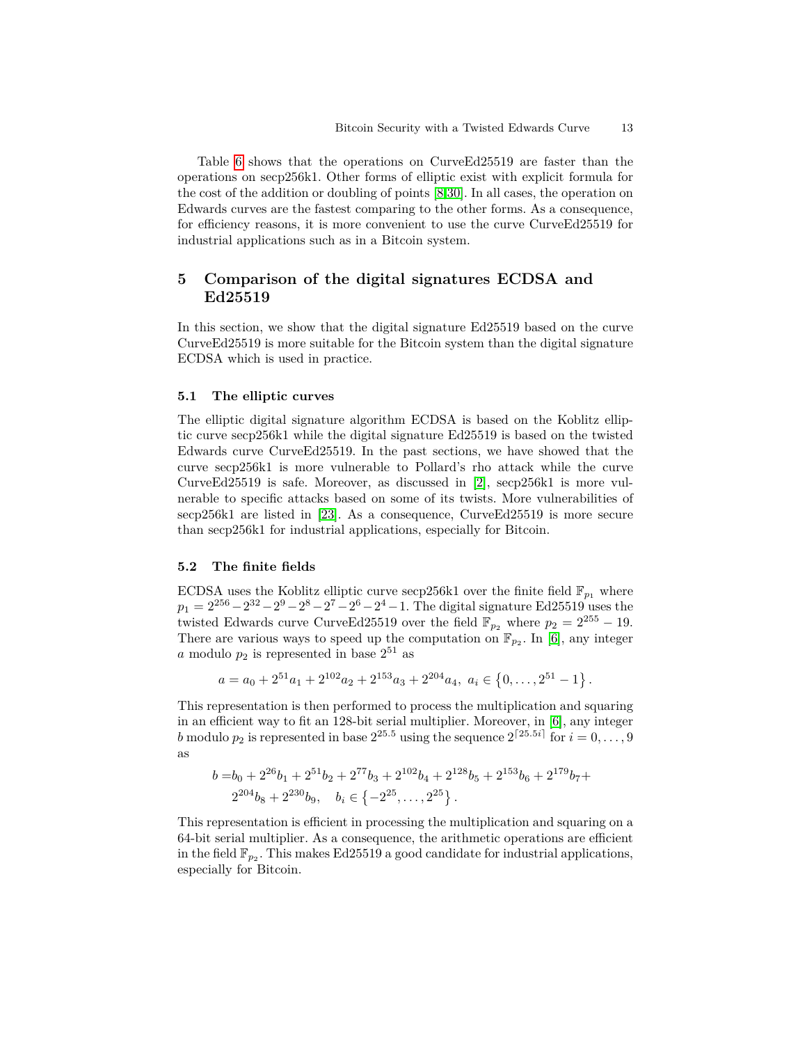Table 6 shows that the operations on CurveEd25519 are faster than the operations on secp256k1. Other forms of elliptic exist with explicit formula for the cost of the addition or doubling of points [8,30]. In all cases, the operation on Edwards curves are the fastest comparing to the other forms. As a consequence, for efficiency reasons, it is more convenient to use the curve CurveEd25519 for industrial applications such as in a Bitcoin system.

## 5 Comparison of the digital signatures ECDSA and Ed25519

In this section, we show that the digital signature Ed25519 based on the curve CurveEd25519 is more suitable for the Bitcoin system than the digital signature ECDSA which is used in practice.

### 5.1 The elliptic curves

The elliptic digital signature algorithm ECDSA is based on the Koblitz elliptic curve secp256k1 while the digital signature Ed25519 is based on the twisted Edwards curve CurveEd25519. In the past sections, we have showed that the curve secp256k1 is more vulnerable to Pollard's rho attack while the curve CurveEd25519 is safe. Moreover, as discussed in [2], secp256k1 is more vulnerable to specific attacks based on some of its twists. More vulnerabilities of secp256k1 are listed in [23]. As a consequence, CurveEd25519 is more secure than secp256k1 for industrial applications, especially for Bitcoin.

### 5.2 The finite fields

ECDSA uses the Koblitz elliptic curve secp256k1 over the finite field $\mathbb{F}_{p_1}$ where $p_1 = 2^{256} - 2^{32} - 2^9 - 2^8 - 2^7 - 2^6 - 2^4 - 1$. The digital signature Ed25519 uses the twisted Edwards curve CurveEd25519 over the field $\mathbb{F}_{p_2}$ where $p_2 = 2^{255} - 19$. There are various ways to speed up the computation on $\mathbb{F}_{p_2}$. In [6], any integer $a$ modulo $p_2$ is represented in base $2^{51}$ as

$$a = a_0 + 2^{51}a_1 + 2^{102}a_2 + 2^{153}a_3 + 2^{204}a_4,\ a_i \in \left\{0, \ldots, 2^{51} - 1\right\}.$$

This representation is then performed to process the multiplication and squaring in an efficient way to fit an 128-bit serial multiplier. Moreover, in [6], any integer $b$ modulo $p_2$ is represented in base $2^{25.5}$ using the sequence $2^{\lceil 25.5i \rceil}$ for $i = 0, \ldots, 9$ as

$$\begin{aligned} b =& b_0 + 2^{26}b_1 + 2^{51}b_2 + 2^{77}b_3 + 2^{102}b_4 + 2^{128}b_5 + 2^{153}b_6 + 2^{179}b_7 + \\ & 2^{204}b_8 + 2^{230}b_9, \quad b_i \in \left\{-2^{25}, \ldots, 2^{25}\right\}. \end{aligned}$$

This representation is efficient in processing the multiplication and squaring on a 64-bit serial multiplier. As a consequence, the arithmetic operations are efficient in the field $\mathbb{F}_{p_2}$. This makes Ed25519 a good candidate for industrial applications, especially for Bitcoin.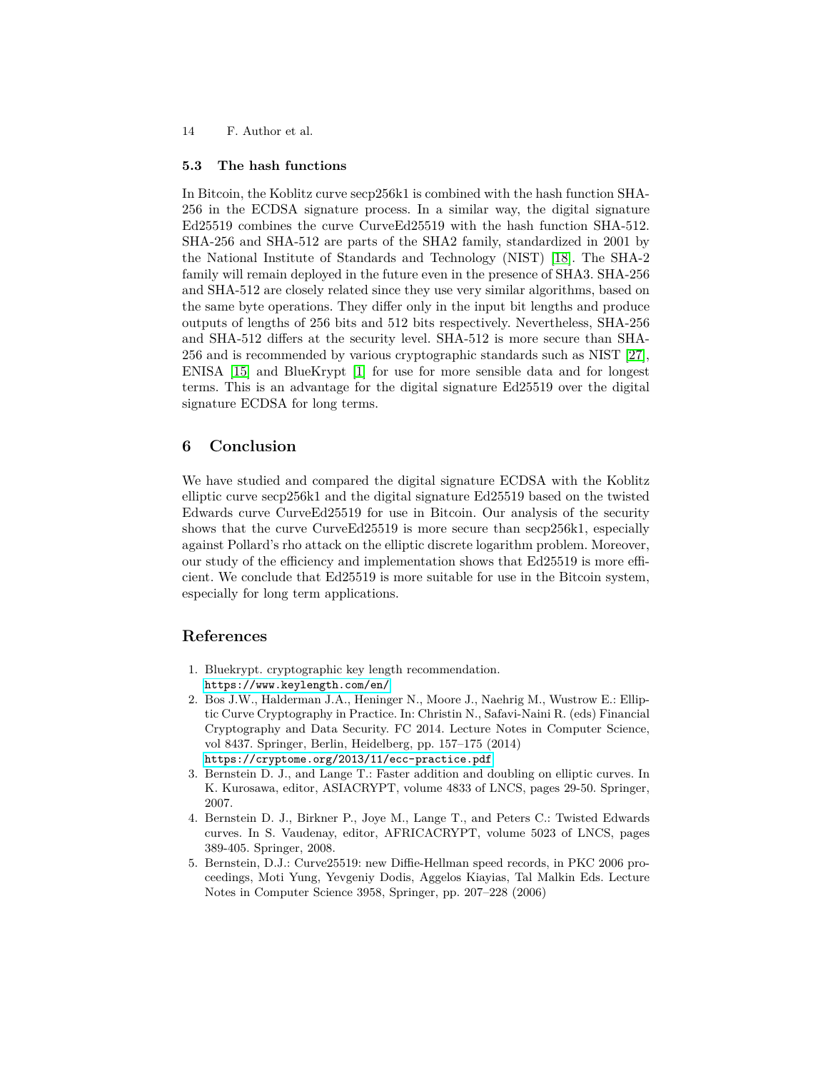### 5.3 The hash functions

In Bitcoin, the Koblitz curve secp256k1 is combined with the hash function SHA-256 in the ECDSA signature process. In a similar way, the digital signature Ed25519 combines the curve CurveEd25519 with the hash function SHA-512. SHA-256 and SHA-512 are parts of the SHA2 family, standardized in 2001 by the National Institute of Standards and Technology (NIST) [18]. The SHA-2 family will remain deployed in the future even in the presence of SHA3. SHA-256 and SHA-512 are closely related since they use very similar algorithms, based on the same byte operations. They differ only in the input bit lengths and produce outputs of lengths of 256 bits and 512 bits respectively. Nevertheless, SHA-256 and SHA-512 differs at the security level. SHA-512 is more secure than SHA-256 and is recommended by various cryptographic standards such as NIST [27], ENISA [15] and BlueKrypt [1] for use for more sensible data and for longest terms. This is an advantage for the digital signature Ed25519 over the digital signature ECDSA for long terms.

## 6 Conclusion

We have studied and compared the digital signature ECDSA with the Koblitz elliptic curve secp256k1 and the digital signature Ed25519 based on the twisted Edwards curve CurveEd25519 for use in Bitcoin. Our analysis of the security shows that the curve CurveEd25519 is more secure than secp256k1, especially against Pollard's rho attack on the elliptic discrete logarithm problem. Moreover, our study of the efficiency and implementation shows that Ed25519 is more efficient. We conclude that Ed25519 is more suitable for use in the Bitcoin system, especially for long term applications.

## References

1. Bluekrypt. cryptographic key length recommendation. https://www.keylength.com/en/
2. Bos J.W., Halderman J.A., Heninger N., Moore J., Naehrig M., Wustrow E.: Elliptic Curve Cryptography in Practice. In: Christin N., Safavi-Naini R. (eds) Financial Cryptography and Data Security. FC 2014. Lecture Notes in Computer Science, vol 8437. Springer, Berlin, Heidelberg, pp. 157–175 (2014) https://cryptome.org/2013/11/ecc-practice.pdf
3. Bernstein D. J., and Lange T.: Faster addition and doubling on elliptic curves. In K. Kurosawa, editor, ASIACRYPT, volume 4833 of LNCS, pages 29-50. Springer, 2007.
4. Bernstein D. J., Birkner P., Joye M., Lange T., and Peters C.: Twisted Edwards curves. In S. Vaudenay, editor, AFRICACRYPT, volume 5023 of LNCS, pages 389-405. Springer, 2008.
5. Bernstein, D.J.: Curve25519: new Diffie-Hellman speed records, in PKC 2006 proceedings, Moti Yung, Yevgeniy Dodis, Aggelos Kiayias, Tal Malkin Eds. Lecture Notes in Computer Science 3958, Springer, pp. 207–228 (2006)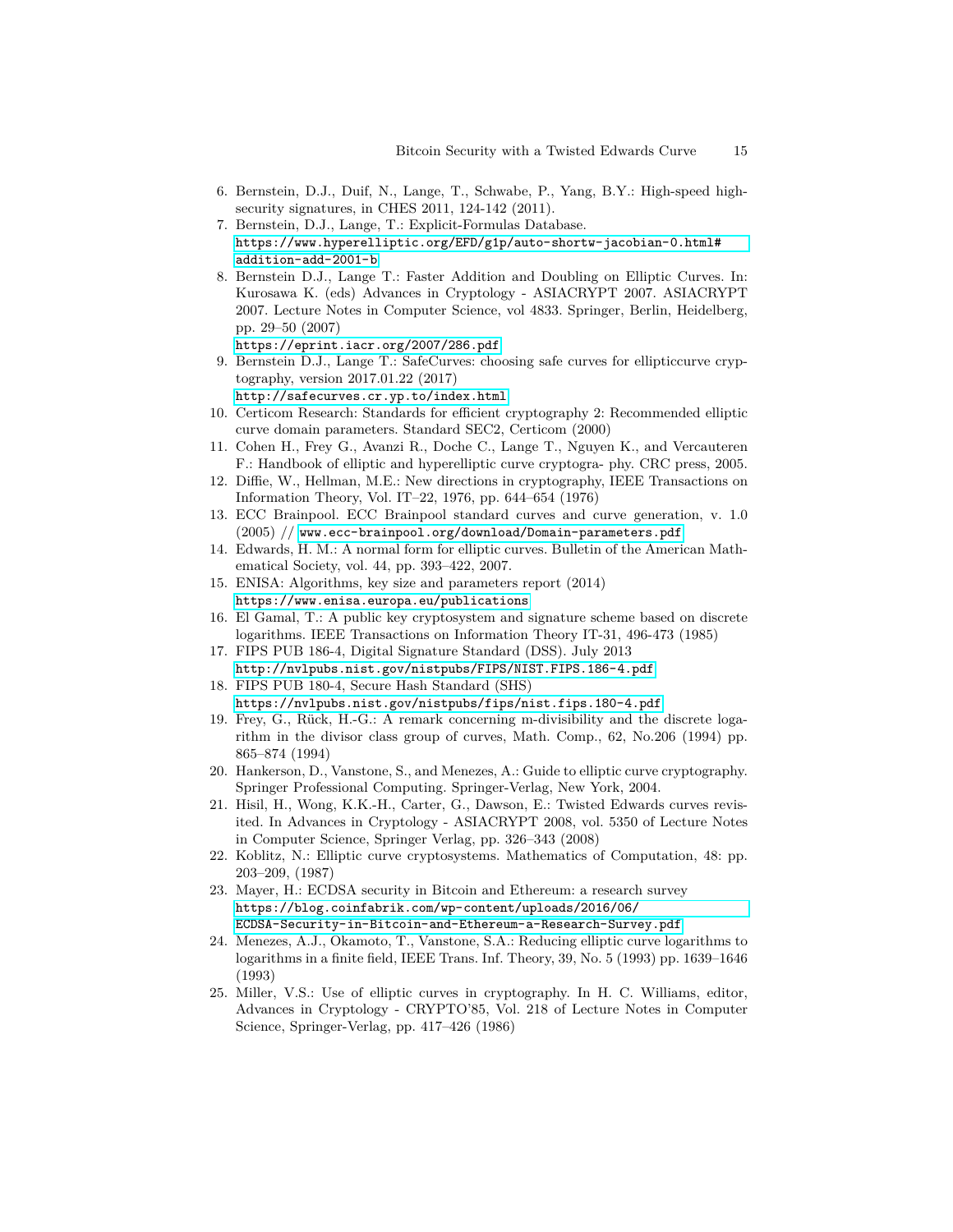6. Bernstein, D.J., Duif, N., Lange, T., Schwabe, P., Yang, B.Y.: High-speed high-security signatures, in CHES 2011, 124-142 (2011).
7. Bernstein, D.J., Lange, T.: Explicit-Formulas Database. https://www.hyperelliptic.org/EFD/g1p/auto-shortw-jacobian-0.html#addition-add-2001-b
8. Bernstein D.J., Lange T.: Faster Addition and Doubling on Elliptic Curves. In: Kurosawa K. (eds) Advances in Cryptology - ASIACRYPT 2007. ASIACRYPT 2007. Lecture Notes in Computer Science, vol 4833. Springer, Berlin, Heidelberg, pp. 29–50 (2007) https://eprint.iacr.org/2007/286.pdf
9. Bernstein D.J., Lange T.: SafeCurves: choosing safe curves for ellipticcurve cryptography, version 2017.01.22 (2017) http://safecurves.cr.yp.to/index.html
10. Certicom Research: Standards for efficient cryptography 2: Recommended elliptic curve domain parameters. Standard SEC2, Certicom (2000)
11. Cohen H., Frey G., Avanzi R., Doche C., Lange T., Nguyen K., and Vercauteren F.: Handbook of elliptic and hyperelliptic curve cryptogra- phy. CRC press, 2005.
12. Diffie, W., Hellman, M.E.: New directions in cryptography, IEEE Transactions on Information Theory, Vol. IT–22, 1976, pp. 644–654 (1976)
13. ECC Brainpool. ECC Brainpool standard curves and curve generation, v. 1.0 (2005) // www.ecc-brainpool.org/download/Domain-parameters.pdf
14. Edwards, H. M.: A normal form for elliptic curves. Bulletin of the American Mathematical Society, vol. 44, pp. 393–422, 2007.
15. ENISA: Algorithms, key size and parameters report (2014) https://www.enisa.europa.eu/publications
16. El Gamal, T.: A public key cryptosystem and signature scheme based on discrete logarithms. IEEE Transactions on Information Theory IT-31, 496-473 (1985)
17. FIPS PUB 186-4, Digital Signature Standard (DSS). July 2013 http://nvlpubs.nist.gov/nistpubs/FIPS/NIST.FIPS.186-4.pdf
18. FIPS PUB 180-4, Secure Hash Standard (SHS) https://nvlpubs.nist.gov/nistpubs/fips/nist.fips.180-4.pdf
19. Frey, G., Rück, H.-G.: A remark concerning m-divisibility and the discrete logarithm in the divisor class group of curves, Math. Comp., 62, No.206 (1994) pp. 865–874 (1994)
20. Hankerson, D., Vanstone, S., and Menezes, A.: Guide to elliptic curve cryptography. Springer Professional Computing. Springer-Verlag, New York, 2004.
21. Hisil, H., Wong, K.K.-H., Carter, G., Dawson, E.: Twisted Edwards curves revisited. In Advances in Cryptology - ASIACRYPT 2008, vol. 5350 of Lecture Notes in Computer Science, Springer Verlag, pp. 326–343 (2008)
22. Koblitz, N.: Elliptic curve cryptosystems. Mathematics of Computation, 48: pp. 203–209, (1987)
23. Mayer, H.: ECDSA security in Bitcoin and Ethereum: a research survey https://blog.coinfabrik.com/wp-content/uploads/2016/06/ECDSA-Security-in-Bitcoin-and-Ethereum-a-Research-Survey.pdf
24. Menezes, A.J., Okamoto, T., Vanstone, S.A.: Reducing elliptic curve logarithms to logarithms in a finite field, IEEE Trans. Inf. Theory, 39, No. 5 (1993) pp. 1639–1646 (1993)
25. Miller, V.S.: Use of elliptic curves in cryptography. In H. C. Williams, editor, Advances in Cryptology - CRYPTO'85, Vol. 218 of Lecture Notes in Computer Science, Springer-Verlag, pp. 417–426 (1986)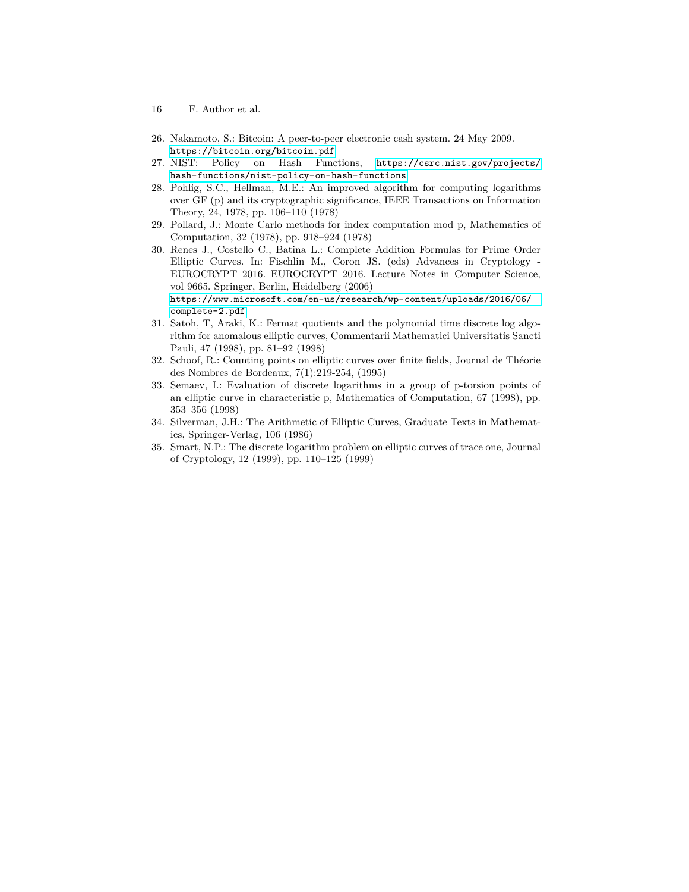26. Nakamoto, S.: Bitcoin: A peer-to-peer electronic cash system. 24 May 2009. https://bitcoin.org/bitcoin.pdf
27. NIST: Policy on Hash Functions, https://csrc.nist.gov/projects/hash-functions/nist-policy-on-hash-functions
28. Pohlig, S.C., Hellman, M.E.: An improved algorithm for computing logarithms over GF (p) and its cryptographic significance, IEEE Transactions on Information Theory, 24, 1978, pp. 106–110 (1978)
29. Pollard, J.: Monte Carlo methods for index computation mod p, Mathematics of Computation, 32 (1978), pp. 918–924 (1978)
30. Renes J., Costello C., Batina L.: Complete Addition Formulas for Prime Order Elliptic Curves. In: Fischlin M., Coron JS. (eds) Advances in Cryptology - EUROCRYPT 2016. EUROCRYPT 2016. Lecture Notes in Computer Science, vol 9665. Springer, Berlin, Heidelberg (2006) https://www.microsoft.com/en-us/research/wp-content/uploads/2016/06/complete-2.pdf
31. Satoh, T, Araki, K.: Fermat quotients and the polynomial time discrete log algorithm for anomalous elliptic curves, Commentarii Mathematici Universitatis Sancti Pauli, 47 (1998), pp. 81–92 (1998)
32. Schoof, R.: Counting points on elliptic curves over finite fields, Journal de Théorie des Nombres de Bordeaux, 7(1):219-254, (1995)
33. Semaev, I.: Evaluation of discrete logarithms in a group of p-torsion points of an elliptic curve in characteristic p, Mathematics of Computation, 67 (1998), pp. 353–356 (1998)
34. Silverman, J.H.: The Arithmetic of Elliptic Curves, Graduate Texts in Mathematics, Springer-Verlag, 106 (1986)
35. Smart, N.P.: The discrete logarithm problem on elliptic curves of trace one, Journal of Cryptology, 12 (1999), pp. 110–125 (1999)